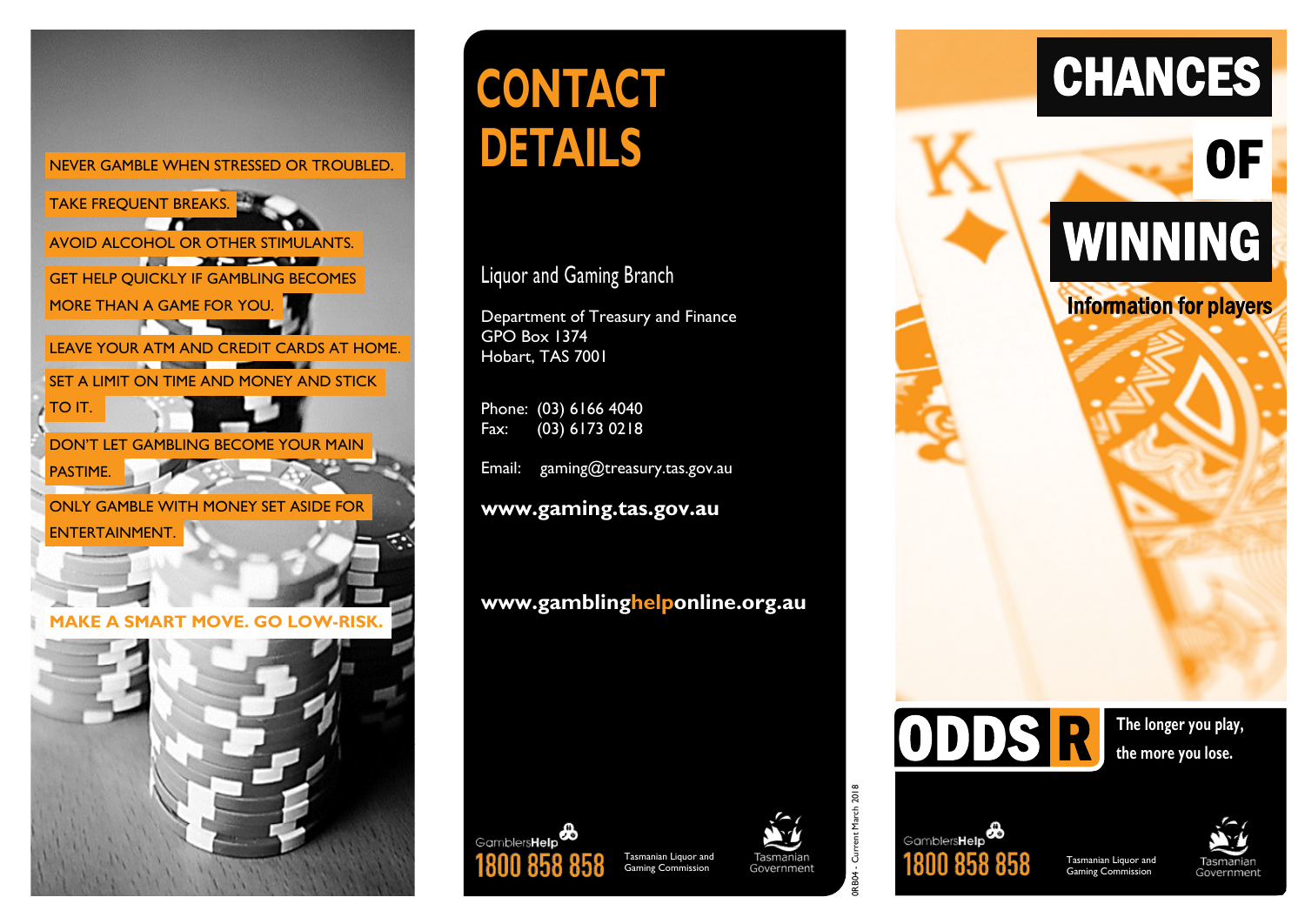NEVER GAMBLE WHEN STRESSED OR TROUBLED.

TAKE FREQUENT BREAKS.

AVOID ALCOHOL OR OTHER STIMULANTS.

GET HELP QUICKLY IF GAMBLING BECOMES MORE THAN A GAME FOR YOU.

LEAVE YOUR ATM AND CREDIT CARDS AT HOME.

SET A LIMIT ON TIME AND MONEY AND STICK TO IT.

DON'T LET GAMBLING BECOME YOUR MAIN PASTIME.

ONLY GAMBLE WITH MONEY SET ASIDE FOR ENTERTAINMENT.

**MAKE A SMART MOVE. GO LOW-RISK.**

# CONTACT DETAILS

Liquor and Gaming Branch

Department of Treasury and Finance
GPO Box 1374
Hobart, TAS 7001

Phone: (03) 6166 4040
Fax: (03) 6173 0218

Email: gaming@treasury.tas.gov.au

**www.gaming.tas.gov.au**

**www.gamblinghelponline.org.au**

GamblersHelp 1800 858 858

Tasmanian Liquor and Gaming Commission

Tasmanian Government

0R804 - Current March 2018

# CHANCES OF WINNING

**Information for players**

**ODDS R** The longer you play, the more you lose.

GamblersHelp 1800 858 858

Tasmanian Liquor and Gaming Commission

Tasmanian Government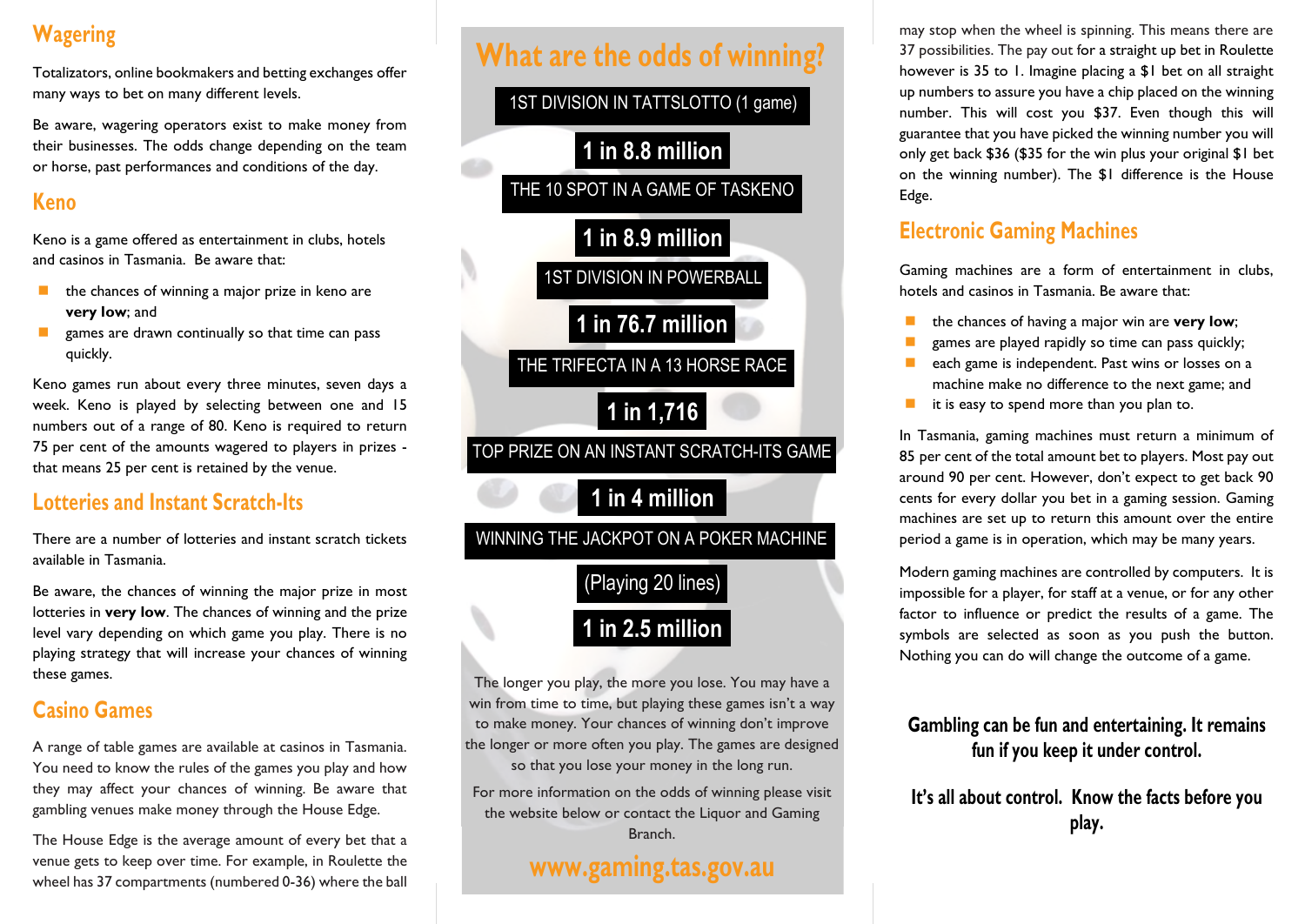## Wagering

Totalizators, online bookmakers and betting exchanges offer many ways to bet on many different levels.

Be aware, wagering operators exist to make money from their businesses. The odds change depending on the team or horse, past performances and conditions of the day.

## Keno

Keno is a game offered as entertainment in clubs, hotels and casinos in Tasmania. Be aware that:

- the chances of winning a major prize in keno are **very low**; and
- games are drawn continually so that time can pass quickly.

Keno games run about every three minutes, seven days a week. Keno is played by selecting between one and 15 numbers out of a range of 80. Keno is required to return 75 per cent of the amounts wagered to players in prizes - that means 25 per cent is retained by the venue.

## Lotteries and Instant Scratch-Its

There are a number of lotteries and instant scratch tickets available in Tasmania.

Be aware, the chances of winning the major prize in most lotteries in **very low**. The chances of winning and the prize level vary depending on which game you play. There is no playing strategy that will increase your chances of winning these games.

## Casino Games

A range of table games are available at casinos in Tasmania. You need to know the rules of the games you play and how they may affect your chances of winning. Be aware that gambling venues make money through the House Edge.

The House Edge is the average amount of every bet that a venue gets to keep over time. For example, in Roulette the wheel has 37 compartments (numbered 0-36) where the ball may stop when the wheel is spinning. This means there are 37 possibilities. The pay out for a straight up bet in Roulette however is 35 to 1. Imagine placing a $1 bet on all straight up numbers to assure you have a chip placed on the winning number. This will cost you $37. Even though this will guarantee that you have picked the winning number you will only get back $36 ($35 for the win plus your original $1 bet on the winning number). The $1 difference is the House Edge.

## What are the odds of winning?

1ST DIVISION IN TATTSLOTTO (1 game)

**1 in 8.8 million**

THE 10 SPOT IN A GAME OF TASKENO

**1 in 8.9 million**

1ST DIVISION IN POWERBALL

**1 in 76.7 million**

THE TRIFECTA IN A 13 HORSE RACE

**1 in 1,716**

TOP PRIZE ON AN INSTANT SCRATCH-ITS GAME

**1 in 4 million**

WINNING THE JACKPOT ON A POKER MACHINE

(Playing 20 lines)

**1 in 2.5 million**

The longer you play, the more you lose. You may have a win from time to time, but playing these games isn't a way to make money. Your chances of winning don't improve the longer or more often you play. The games are designed so that you lose your money in the long run.

For more information on the odds of winning please visit the website below or contact the Liquor and Gaming Branch.

**www.gaming.tas.gov.au**

## Electronic Gaming Machines

Gaming machines are a form of entertainment in clubs, hotels and casinos in Tasmania. Be aware that:

- the chances of having a major win are **very low**;
- games are played rapidly so time can pass quickly;
- each game is independent. Past wins or losses on a machine make no difference to the next game; and
- it is easy to spend more than you plan to.

In Tasmania, gaming machines must return a minimum of 85 per cent of the total amount bet to players. Most pay out around 90 per cent. However, don't expect to get back 90 cents for every dollar you bet in a gaming session. Gaming machines are set up to return this amount over the entire period a game is in operation, which may be many years.

Modern gaming machines are controlled by computers. It is impossible for a player, for staff at a venue, or for any other factor to influence or predict the results of a game. The symbols are selected as soon as you push the button. Nothing you can do will change the outcome of a game.

**Gambling can be fun and entertaining. It remains fun if you keep it under control.**

**It's all about control. Know the facts before you play.**